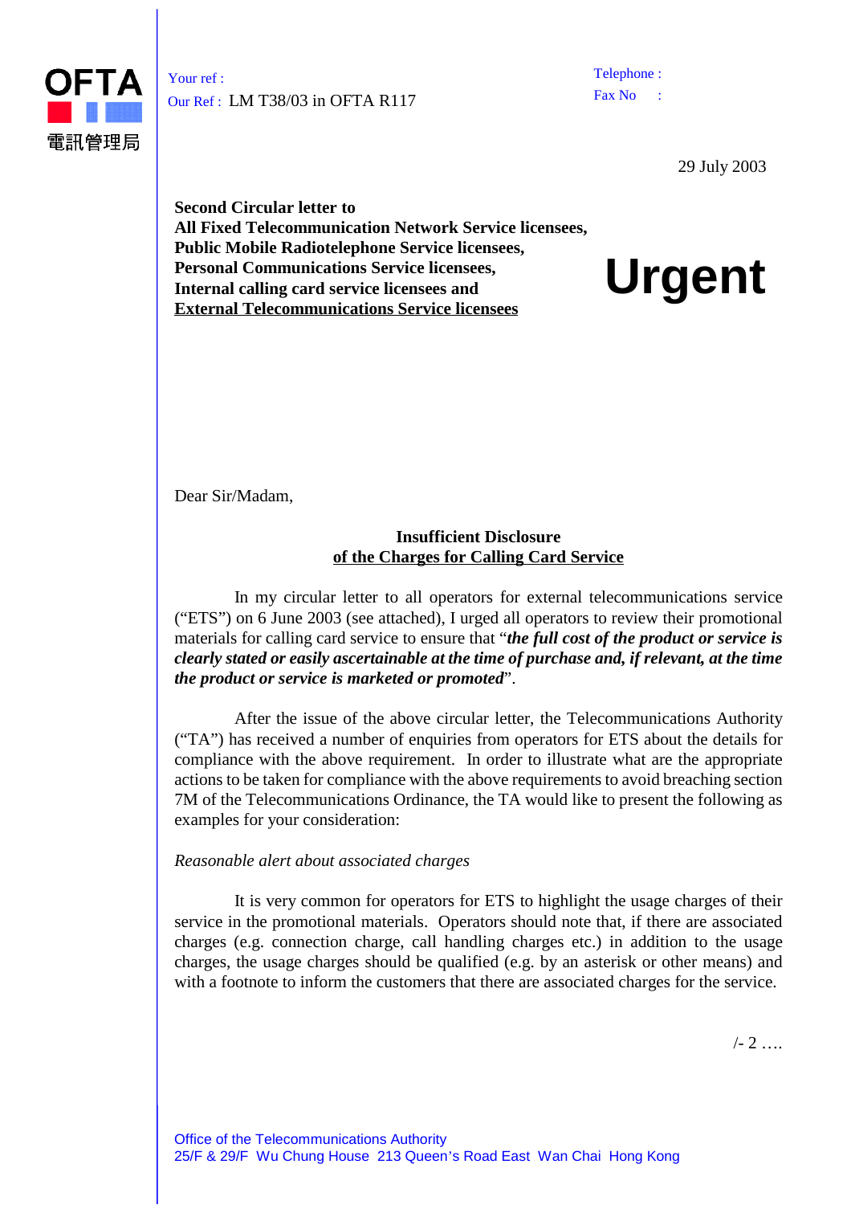OFTA 電訊管理局

Your ref :
Our Ref : LM T38/03 in OFTA R117

Telephone :
Fax No :

29 July 2003

**Second Circular letter to**
**All Fixed Telecommunication Network Service licensees,**
**Public Mobile Radiotelephone Service licensees,**
**Personal Communications Service licensees,**
**Internal calling card service licensees and**
**External Telecommunications Service licensees**

# Urgent

Dear Sir/Madam,

**Insufficient Disclosure**
**of the Charges for Calling Card Service**

In my circular letter to all operators for external telecommunications service ("ETS") on 6 June 2003 (see attached), I urged all operators to review their promotional materials for calling card service to ensure that "***the full cost of the product or service is clearly stated or easily ascertainable at the time of purchase and, if relevant, at the time the product or service is marketed or promoted***".

After the issue of the above circular letter, the Telecommunications Authority ("TA") has received a number of enquiries from operators for ETS about the details for compliance with the above requirement. In order to illustrate what are the appropriate actions to be taken for compliance with the above requirements to avoid breaching section 7M of the Telecommunications Ordinance, the TA would like to present the following as examples for your consideration:

*Reasonable alert about associated charges*

It is very common for operators for ETS to highlight the usage charges of their service in the promotional materials. Operators should note that, if there are associated charges (e.g. connection charge, call handling charges etc.) in addition to the usage charges, the usage charges should be qualified (e.g. by an asterisk or other means) and with a footnote to inform the customers that there are associated charges for the service.

/- 2 ….

Office of the Telecommunications Authority
25/F & 29/F Wu Chung House 213 Queen's Road East Wan Chai Hong Kong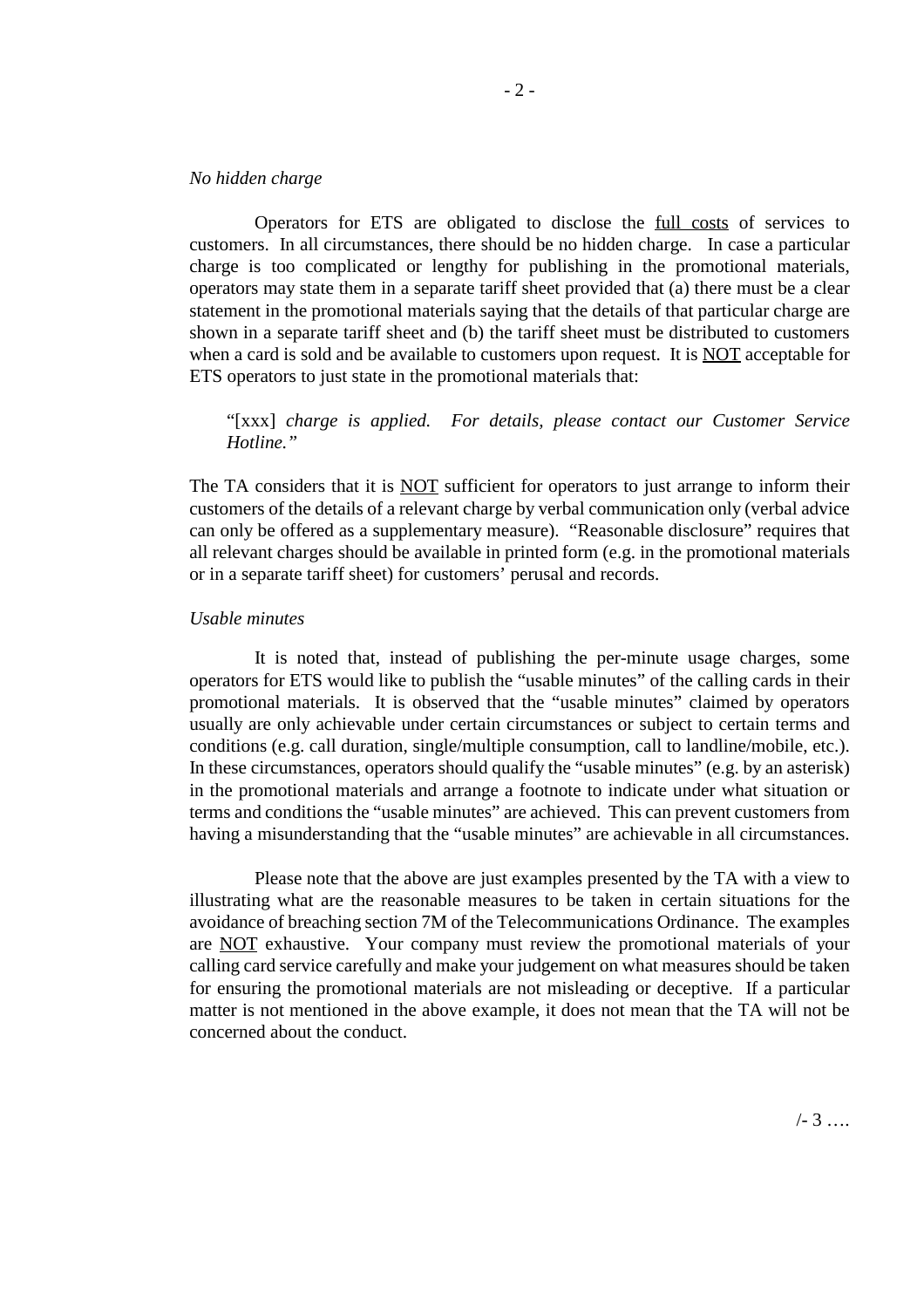*No hidden charge*

Operators for ETS are obligated to disclose the <u>full costs</u> of services to customers. In all circumstances, there should be no hidden charge. In case a particular charge is too complicated or lengthy for publishing in the promotional materials, operators may state them in a separate tariff sheet provided that (a) there must be a clear statement in the promotional materials saying that the details of that particular charge are shown in a separate tariff sheet and (b) the tariff sheet must be distributed to customers when a card is sold and be available to customers upon request. It is <u>NOT</u> acceptable for ETS operators to just state in the promotional materials that:

> "[xxx] *charge is applied. For details, please contact our Customer Service Hotline."*

The TA considers that it is <u>NOT</u> sufficient for operators to just arrange to inform their customers of the details of a relevant charge by verbal communication only (verbal advice can only be offered as a supplementary measure). "Reasonable disclosure" requires that all relevant charges should be available in printed form (e.g. in the promotional materials or in a separate tariff sheet) for customers' perusal and records.

*Usable minutes*

It is noted that, instead of publishing the per-minute usage charges, some operators for ETS would like to publish the "usable minutes" of the calling cards in their promotional materials. It is observed that the "usable minutes" claimed by operators usually are only achievable under certain circumstances or subject to certain terms and conditions (e.g. call duration, single/multiple consumption, call to landline/mobile, etc.). In these circumstances, operators should qualify the "usable minutes" (e.g. by an asterisk) in the promotional materials and arrange a footnote to indicate under what situation or terms and conditions the "usable minutes" are achieved. This can prevent customers from having a misunderstanding that the "usable minutes" are achievable in all circumstances.

Please note that the above are just examples presented by the TA with a view to illustrating what are the reasonable measures to be taken in certain situations for the avoidance of breaching section 7M of the Telecommunications Ordinance. The examples are <u>NOT</u> exhaustive. Your company must review the promotional materials of your calling card service carefully and make your judgement on what measures should be taken for ensuring the promotional materials are not misleading or deceptive. If a particular matter is not mentioned in the above example, it does not mean that the TA will not be concerned about the conduct.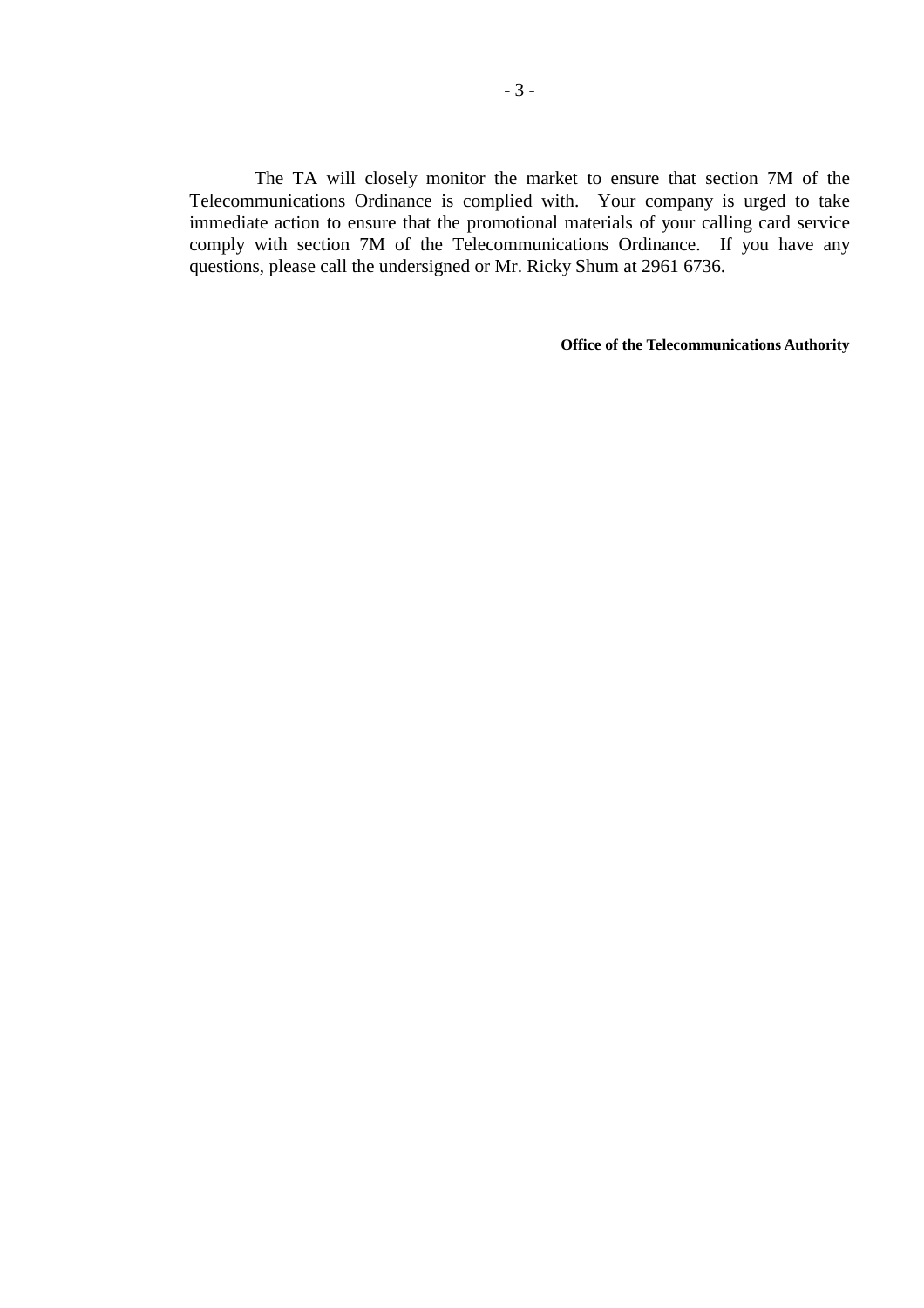The TA will closely monitor the market to ensure that section 7M of the Telecommunications Ordinance is complied with. Your company is urged to take immediate action to ensure that the promotional materials of your calling card service comply with section 7M of the Telecommunications Ordinance. If you have any questions, please call the undersigned or Mr. Ricky Shum at 2961 6736.

**Office of the Telecommunications Authority**